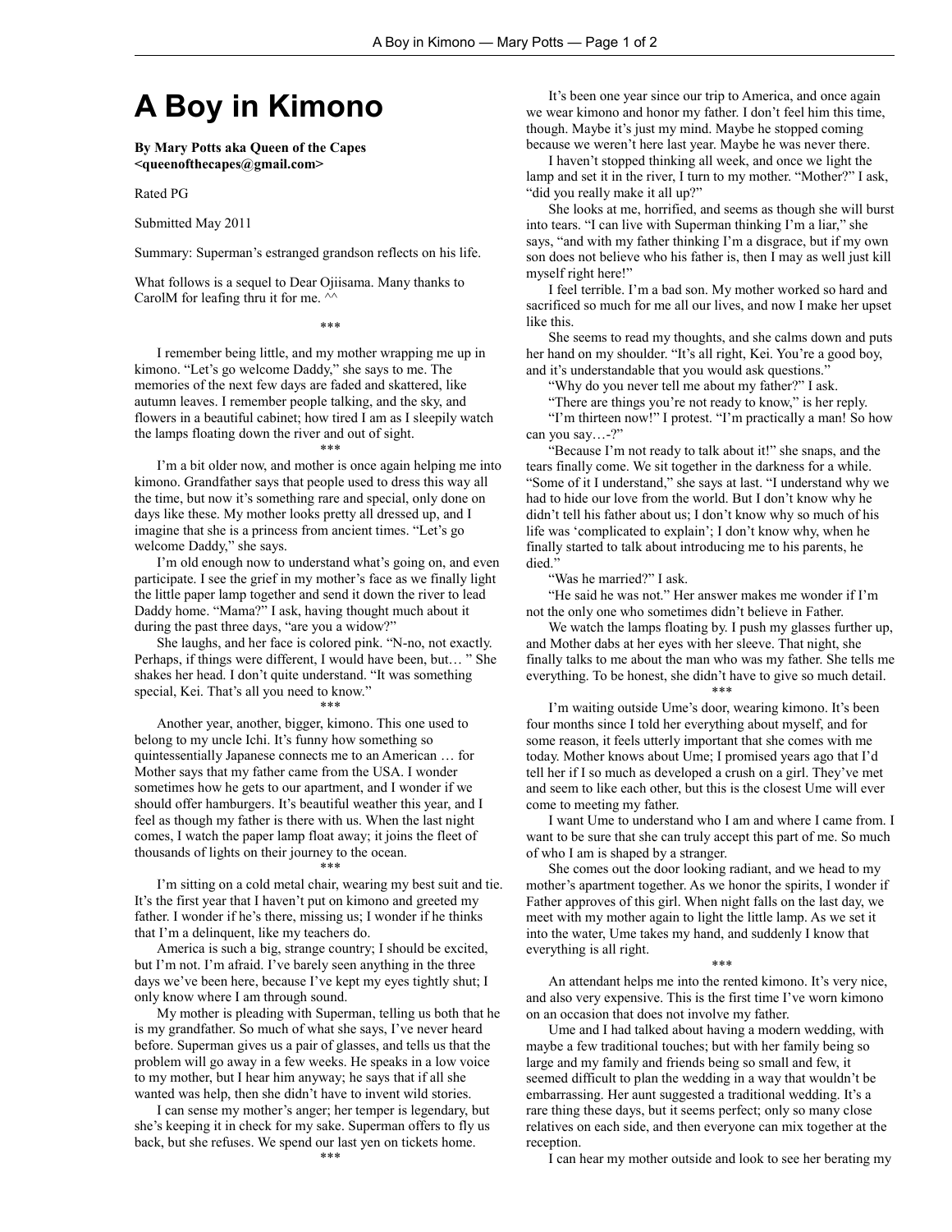# A Boy in Kimono

**By Mary Potts aka Queen of the Capes <queenofthecapes@gmail.com>**

Rated PG

Submitted May 2011

Summary: Superman's estranged grandson reflects on his life.

What follows is a sequel to Dear Ojiisama. Many thanks to CarolM for leafing thru it for me. ^^

\*\*\*

I remember being little, and my mother wrapping me up in kimono. "Let's go welcome Daddy," she says to me. The memories of the next few days are faded and skattered, like autumn leaves. I remember people talking, and the sky, and flowers in a beautiful cabinet; how tired I am as I sleepily watch the lamps floating down the river and out of sight.

\*\*\*

I'm a bit older now, and mother is once again helping me into kimono. Grandfather says that people used to dress this way all the time, but now it's something rare and special, only done on days like these. My mother looks pretty all dressed up, and I imagine that she is a princess from ancient times. "Let's go welcome Daddy," she says.

I'm old enough now to understand what's going on, and even participate. I see the grief in my mother's face as we finally light the little paper lamp together and send it down the river to lead Daddy home. "Mama?" I ask, having thought much about it during the past three days, "are you a widow?"

She laughs, and her face is colored pink. "N-no, not exactly. Perhaps, if things were different, I would have been, but… " She shakes her head. I don't quite understand. "It was something special, Kei. That's all you need to know."

\*\*\*

Another year, another, bigger, kimono. This one used to belong to my uncle Ichi. It's funny how something so quintessentially Japanese connects me to an American … for Mother says that my father came from the USA. I wonder sometimes how he gets to our apartment, and I wonder if we should offer hamburgers. It's beautiful weather this year, and I feel as though my father is there with us. When the last night comes, I watch the paper lamp float away; it joins the fleet of thousands of lights on their journey to the ocean.

\*\*\*

I'm sitting on a cold metal chair, wearing my best suit and tie. It's the first year that I haven't put on kimono and greeted my father. I wonder if he's there, missing us; I wonder if he thinks that I'm a delinquent, like my teachers do.

America is such a big, strange country; I should be excited, but I'm not. I'm afraid. I've barely seen anything in the three days we've been here, because I've kept my eyes tightly shut; I only know where I am through sound.

My mother is pleading with Superman, telling us both that he is my grandfather. So much of what she says, I've never heard before. Superman gives us a pair of glasses, and tells us that the problem will go away in a few weeks. He speaks in a low voice to my mother, but I hear him anyway; he says that if all she wanted was help, then she didn't have to invent wild stories.

I can sense my mother's anger; her temper is legendary, but she's keeping it in check for my sake. Superman offers to fly us back, but she refuses. We spend our last yen on tickets home.

\*\*\*

It's been one year since our trip to America, and once again we wear kimono and honor my father. I don't feel him this time, though. Maybe it's just my mind. Maybe he stopped coming because we weren't here last year. Maybe he was never there.

I haven't stopped thinking all week, and once we light the lamp and set it in the river, I turn to my mother. "Mother?" I ask, "did you really make it all up?"

She looks at me, horrified, and seems as though she will burst into tears. "I can live with Superman thinking I'm a liar," she says, "and with my father thinking I'm a disgrace, but if my own son does not believe who his father is, then I may as well just kill myself right here!"

I feel terrible. I'm a bad son. My mother worked so hard and sacrificed so much for me all our lives, and now I make her upset like this.

She seems to read my thoughts, and she calms down and puts her hand on my shoulder. "It's all right, Kei. You're a good boy, and it's understandable that you would ask questions."

"Why do you never tell me about my father?" I ask.

"There are things you're not ready to know," is her reply.

"I'm thirteen now!" I protest. "I'm practically a man! So how can you say…-?"

"Because I'm not ready to talk about it!" she snaps, and the tears finally come. We sit together in the darkness for a while. "Some of it I understand," she says at last. "I understand why we had to hide our love from the world. But I don't know why he didn't tell his father about us; I don't know why so much of his life was 'complicated to explain'; I don't know why, when he finally started to talk about introducing me to his parents, he died."

"Was he married?" I ask.

"He said he was not." Her answer makes me wonder if I'm not the only one who sometimes didn't believe in Father.

We watch the lamps floating by. I push my glasses further up, and Mother dabs at her eyes with her sleeve. That night, she finally talks to me about the man who was my father. She tells me everything. To be honest, she didn't have to give so much detail.

\*\*\*

I'm waiting outside Ume's door, wearing kimono. It's been four months since I told her everything about myself, and for some reason, it feels utterly important that she comes with me today. Mother knows about Ume; I promised years ago that I'd tell her if I so much as developed a crush on a girl. They've met and seem to like each other, but this is the closest Ume will ever come to meeting my father.

I want Ume to understand who I am and where I came from. I want to be sure that she can truly accept this part of me. So much of who I am is shaped by a stranger.

She comes out the door looking radiant, and we head to my mother's apartment together. As we honor the spirits, I wonder if Father approves of this girl. When night falls on the last day, we meet with my mother again to light the little lamp. As we set it into the water, Ume takes my hand, and suddenly I know that everything is all right.

\*\*\*

An attendant helps me into the rented kimono. It's very nice, and also very expensive. This is the first time I've worn kimono on an occasion that does not involve my father.

Ume and I had talked about having a modern wedding, with maybe a few traditional touches; but with her family being so large and my family and friends being so small and few, it seemed difficult to plan the wedding in a way that wouldn't be embarrassing. Her aunt suggested a traditional wedding. It's a rare thing these days, but it seems perfect; only so many close relatives on each side, and then everyone can mix together at the reception.

I can hear my mother outside and look to see her berating my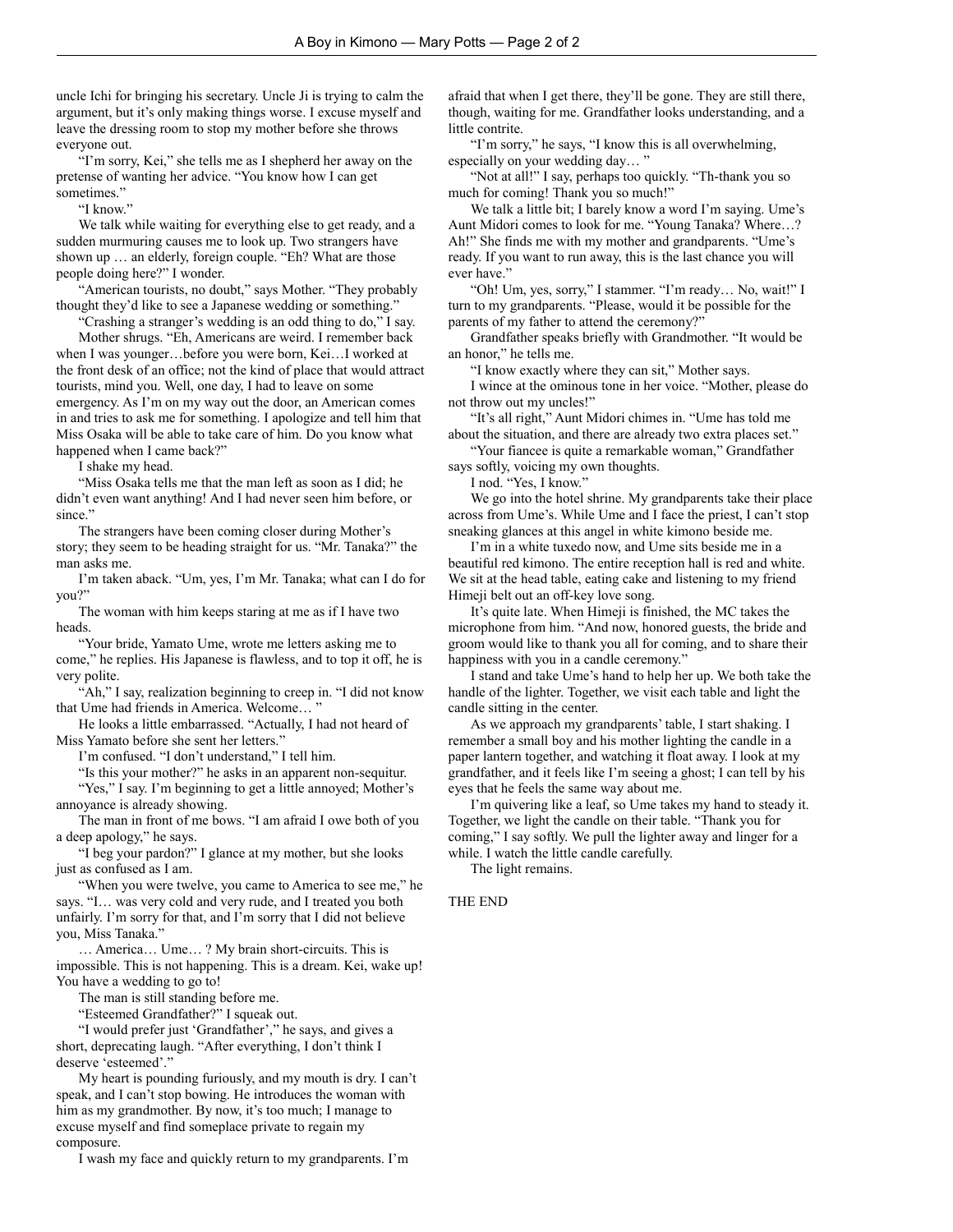uncle Ichi for bringing his secretary. Uncle Ji is trying to calm the argument, but it's only making things worse. I excuse myself and leave the dressing room to stop my mother before she throws everyone out.

"I'm sorry, Kei," she tells me as I shepherd her away on the pretense of wanting her advice. "You know how I can get sometimes."

"I know."

We talk while waiting for everything else to get ready, and a sudden murmuring causes me to look up. Two strangers have shown up … an elderly, foreign couple. "Eh? What are those people doing here?" I wonder.

"American tourists, no doubt," says Mother. "They probably thought they'd like to see a Japanese wedding or something."

"Crashing a stranger's wedding is an odd thing to do," I say.

Mother shrugs. "Eh, Americans are weird. I remember back when I was younger…before you were born, Kei…I worked at the front desk of an office; not the kind of place that would attract tourists, mind you. Well, one day, I had to leave on some emergency. As I'm on my way out the door, an American comes in and tries to ask me for something. I apologize and tell him that Miss Osaka will be able to take care of him. Do you know what happened when I came back?"

I shake my head.

"Miss Osaka tells me that the man left as soon as I did; he didn't even want anything! And I had never seen him before, or since."

The strangers have been coming closer during Mother's story; they seem to be heading straight for us. "Mr. Tanaka?" the man asks me.

I'm taken aback. "Um, yes, I'm Mr. Tanaka; what can I do for you?"

The woman with him keeps staring at me as if I have two heads.

"Your bride, Yamato Ume, wrote me letters asking me to come," he replies. His Japanese is flawless, and to top it off, he is very polite.

"Ah," I say, realization beginning to creep in. "I did not know that Ume had friends in America. Welcome… "

He looks a little embarrassed. "Actually, I had not heard of Miss Yamato before she sent her letters."

I'm confused. "I don't understand," I tell him.

"Is this your mother?" he asks in an apparent non-sequitur.

"Yes," I say. I'm beginning to get a little annoyed; Mother's annoyance is already showing.

The man in front of me bows. "I am afraid I owe both of you a deep apology," he says.

"I beg your pardon?" I glance at my mother, but she looks just as confused as I am.

"When you were twelve, you came to America to see me," he says. "I… was very cold and very rude, and I treated you both unfairly. I'm sorry for that, and I'm sorry that I did not believe you, Miss Tanaka."

… America… Ume… ? My brain short-circuits. This is impossible. This is not happening. This is a dream. Kei, wake up! You have a wedding to go to!

The man is still standing before me.

"Esteemed Grandfather?" I squeak out.

"I would prefer just 'Grandfather'," he says, and gives a short, deprecating laugh. "After everything, I don't think I deserve 'esteemed'."

My heart is pounding furiously, and my mouth is dry. I can't speak, and I can't stop bowing. He introduces the woman with him as my grandmother. By now, it's too much; I manage to excuse myself and find someplace private to regain my composure.

I wash my face and quickly return to my grandparents. I'm afraid that when I get there, they'll be gone. They are still there, though, waiting for me. Grandfather looks understanding, and a little contrite.

"I'm sorry," he says, "I know this is all overwhelming, especially on your wedding day… "

"Not at all!" I say, perhaps too quickly. "Th-thank you so much for coming! Thank you so much!"

We talk a little bit; I barely know a word I'm saying. Ume's Aunt Midori comes to look for me. "Young Tanaka? Where…? Ah!" She finds me with my mother and grandparents. "Ume's ready. If you want to run away, this is the last chance you will ever have."

"Oh! Um, yes, sorry," I stammer. "I'm ready… No, wait!" I turn to my grandparents. "Please, would it be possible for the parents of my father to attend the ceremony?"

Grandfather speaks briefly with Grandmother. "It would be an honor," he tells me.

"I know exactly where they can sit," Mother says.

I wince at the ominous tone in her voice. "Mother, please do not throw out my uncles!"

"It's all right," Aunt Midori chimes in. "Ume has told me about the situation, and there are already two extra places set."

"Your fiancee is quite a remarkable woman," Grandfather says softly, voicing my own thoughts.

I nod. "Yes, I know."

We go into the hotel shrine. My grandparents take their place across from Ume's. While Ume and I face the priest, I can't stop sneaking glances at this angel in white kimono beside me.

I'm in a white tuxedo now, and Ume sits beside me in a beautiful red kimono. The entire reception hall is red and white. We sit at the head table, eating cake and listening to my friend Himeji belt out an off-key love song.

It's quite late. When Himeji is finished, the MC takes the microphone from him. "And now, honored guests, the bride and groom would like to thank you all for coming, and to share their happiness with you in a candle ceremony."

I stand and take Ume's hand to help her up. We both take the handle of the lighter. Together, we visit each table and light the candle sitting in the center.

As we approach my grandparents' table, I start shaking. I remember a small boy and his mother lighting the candle in a paper lantern together, and watching it float away. I look at my grandfather, and it feels like I'm seeing a ghost; I can tell by his eyes that he feels the same way about me.

I'm quivering like a leaf, so Ume takes my hand to steady it. Together, we light the candle on their table. "Thank you for coming," I say softly. We pull the lighter away and linger for a while. I watch the little candle carefully.

The light remains.

THE END